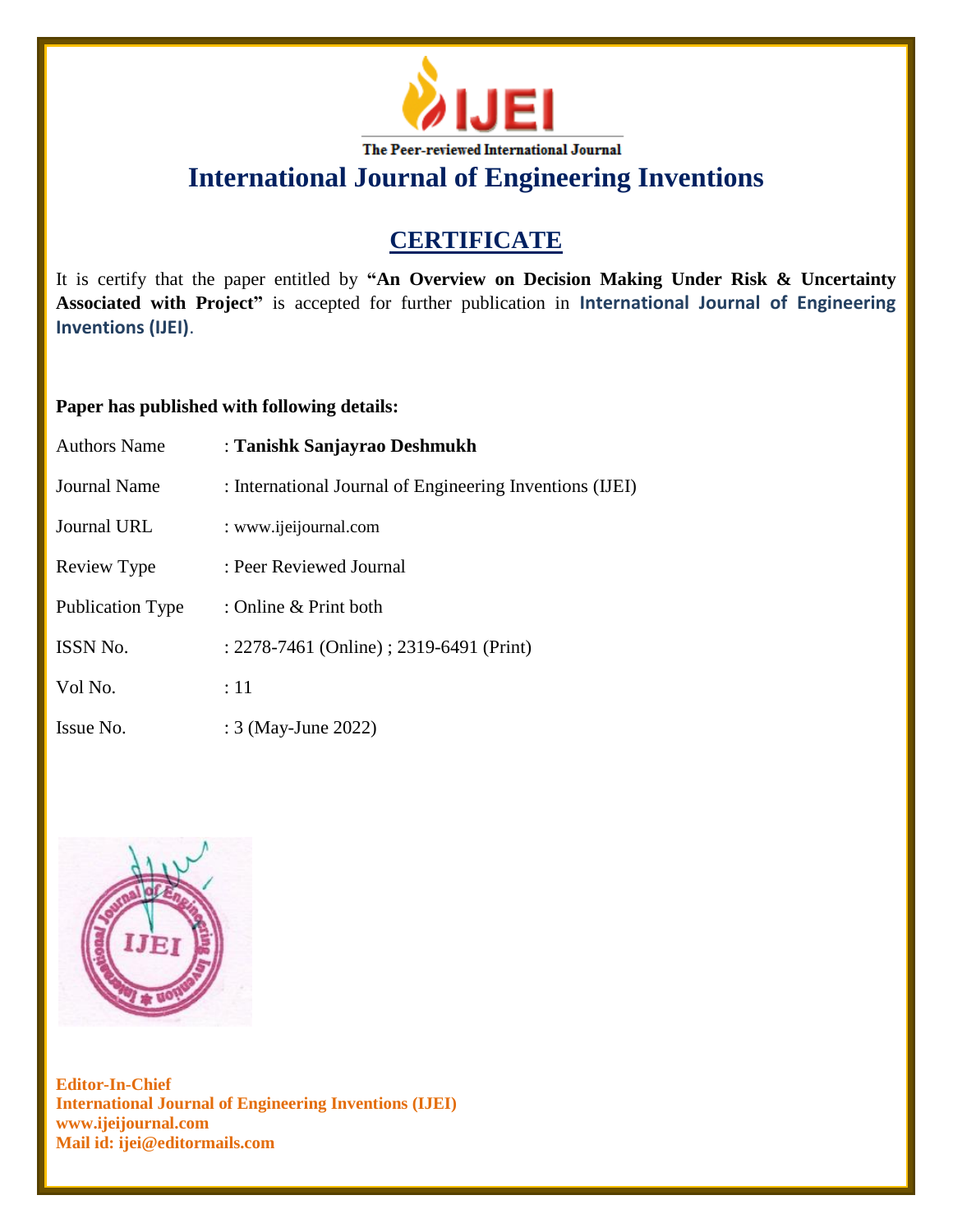IJEI

The Peer-reviewed International Journal

# International Journal of Engineering Inventions

## CERTIFICATE

It is certify that the paper entitled by **"An Overview on Decision Making Under Risk & Uncertainty Associated with Project"** is accepted for further publication in **International Journal of Engineering Inventions (IJEI)**.

**Paper has published with following details:**

| | |
|---|---|
| Authors Name | : **Tanishk Sanjayrao Deshmukh** |
| Journal Name | : International Journal of Engineering Inventions (IJEI) |
| Journal URL | : www.ijeijournal.com |
| Review Type | : Peer Reviewed Journal |
| Publication Type | : Online & Print both |
| ISSN No. | : 2278-7461 (Online) ; 2319-6491 (Print) |
| Vol No. | : 11 |
| Issue No. | : 3 (May-June 2022) |

**Editor-In-Chief**
**International Journal of Engineering Inventions (IJEI)**
**www.ijeijournal.com**
**Mail id: ijei@editormails.com**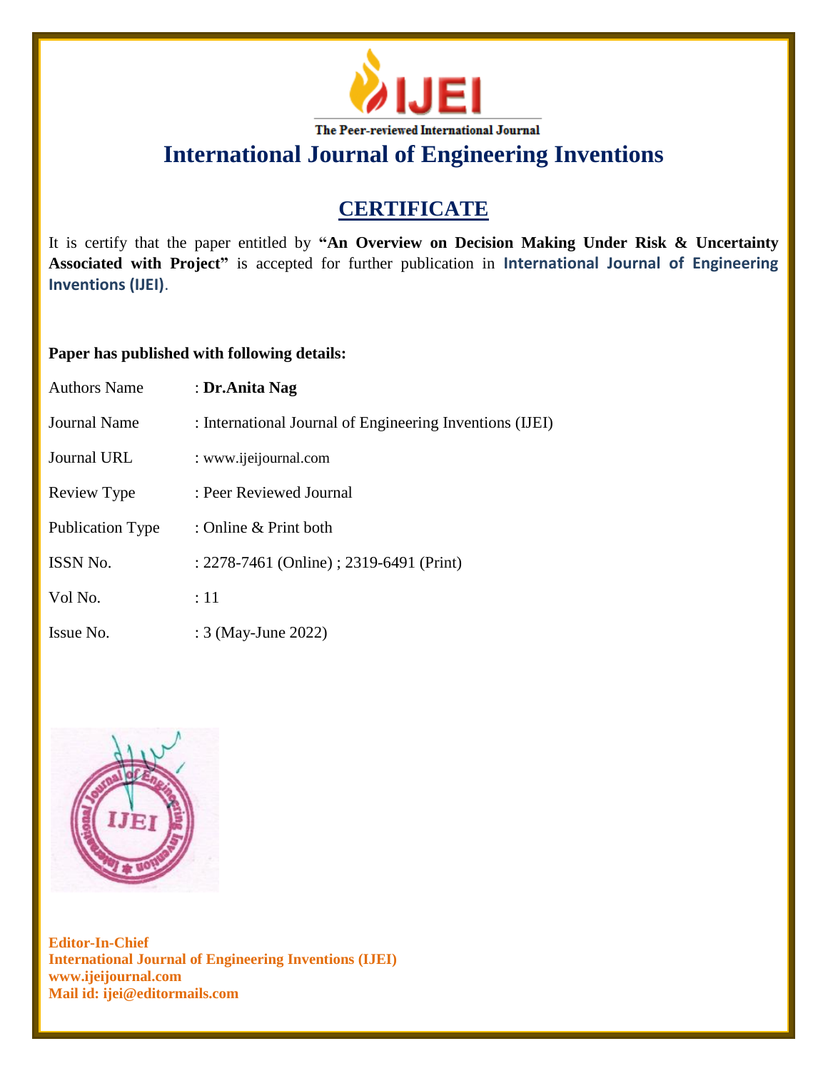The Peer-reviewed International Journal

# International Journal of Engineering Inventions

## CERTIFICATE

It is certify that the paper entitled by **"An Overview on Decision Making Under Risk & Uncertainty Associated with Project"** is accepted for further publication in **International Journal of Engineering Inventions (IJEI)**.

**Paper has published with following details:**

| | |
|---|---|
| Authors Name | : **Dr.Anita Nag** |
| Journal Name | : International Journal of Engineering Inventions (IJEI) |
| Journal URL | : www.ijeijournal.com |
| Review Type | : Peer Reviewed Journal |
| Publication Type | : Online & Print both |
| ISSN No. | : 2278-7461 (Online) ; 2319-6491 (Print) |
| Vol No. | : 11 |
| Issue No. | : 3 (May-June 2022) |

**Editor-In-Chief**
**International Journal of Engineering Inventions (IJEI)**
**www.ijeijournal.com**
**Mail id: ijei@editormails.com**